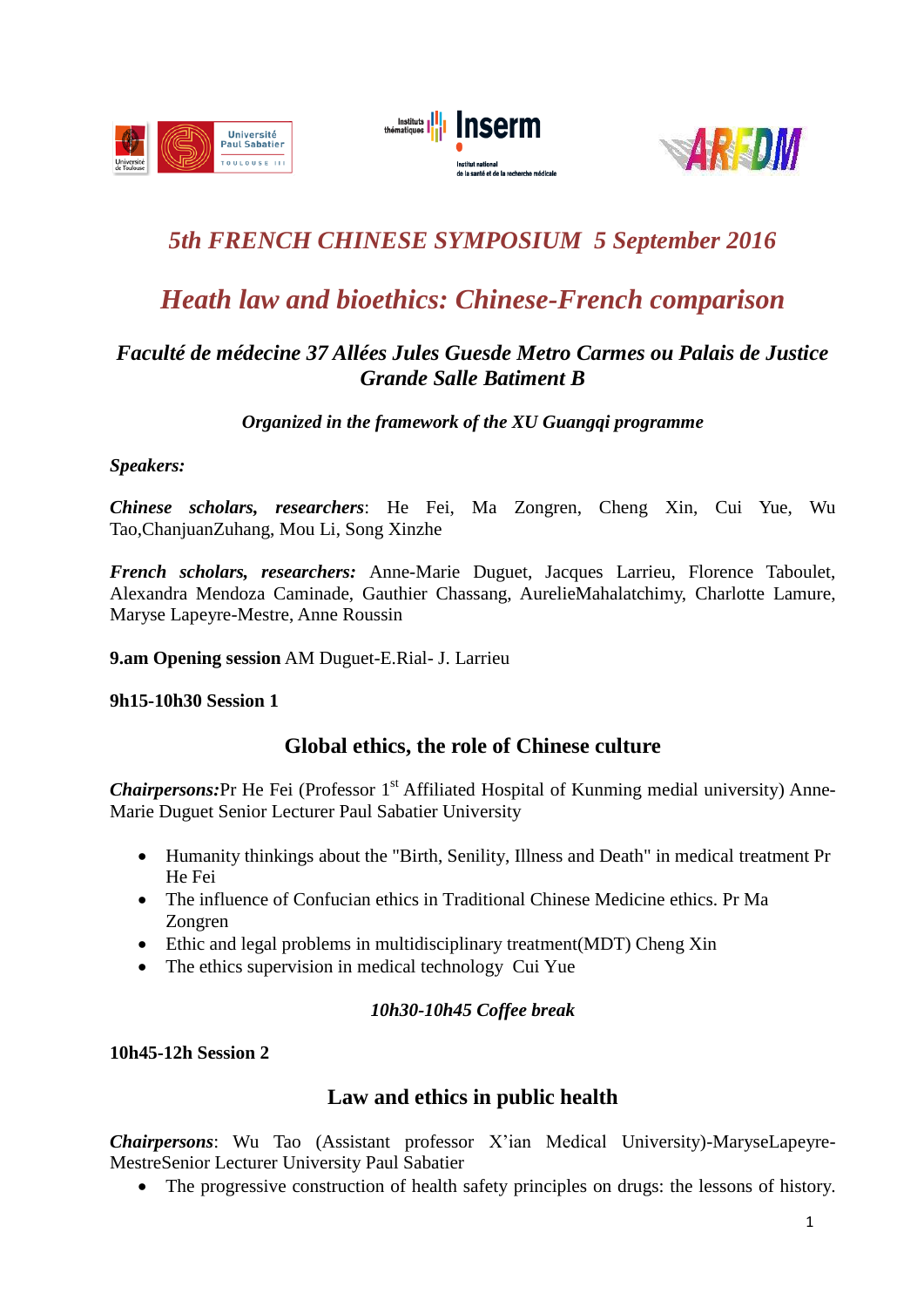# *5th FRENCH CHINESE SYMPOSIUM 5 September 2016*

# *Heath law and bioethics: Chinese-French comparison*

### *Faculté de médecine 37 Allées Jules Guesde Metro Carmes ou Palais de Justice Grande Salle Batiment B*

***Organized in the framework of the XU Guangqi programme***

***Speakers:***

***Chinese scholars, researchers***: He Fei, Ma Zongren, Cheng Xin, Cui Yue, Wu Tao,ChanjuanZuhang, Mou Li, Song Xinzhe

***French scholars, researchers:*** Anne-Marie Duguet, Jacques Larrieu, Florence Taboulet, Alexandra Mendoza Caminade, Gauthier Chassang, AurelieMahalatchimy, Charlotte Lamure, Maryse Lapeyre-Mestre, Anne Roussin

**9.am Opening session** AM Duguet-E.Rial- J. Larrieu

**9h15-10h30 Session 1**

## Global ethics, the role of Chinese culture

***Chairpersons:***Pr He Fei (Professor 1st Affiliated Hospital of Kunming medial university) Anne-Marie Duguet Senior Lecturer Paul Sabatier University

- Humanity thinkings about the "Birth, Senility, Illness and Death" in medical treatment Pr He Fei
- The influence of Confucian ethics in Traditional Chinese Medicine ethics. Pr Ma Zongren
- Ethic and legal problems in multidisciplinary treatment(MDT) Cheng Xin
- The ethics supervision in medical technology Cui Yue

*10h30-10h45 Coffee break*

**10h45-12h Session 2**

## Law and ethics in public health

***Chairpersons***: Wu Tao (Assistant professor X'ian Medical University)-MaryseLapeyre-MestreSenior Lecturer University Paul Sabatier

- The progressive construction of health safety principles on drugs: the lessons of history.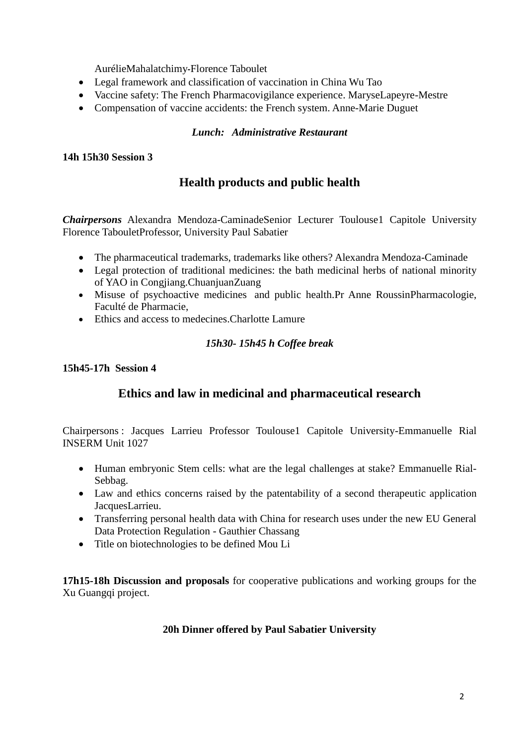AurélieMahalatchimy-Florence Taboulet

- Legal framework and classification of vaccination in China Wu Tao
- Vaccine safety: The French Pharmacovigilance experience. MaryseLapeyre-Mestre
- Compensation of vaccine accidents: the French system. Anne-Marie Duguet

***Lunch: Administrative Restaurant***

**14h 15h30 Session 3**

## Health products and public health

***Chairpersons*** Alexandra Mendoza-CaminadeSenior Lecturer Toulouse1 Capitole University Florence TabouletProfessor, University Paul Sabatier

- The pharmaceutical trademarks, trademarks like others? Alexandra Mendoza-Caminade
- Legal protection of traditional medicines: the bath medicinal herbs of national minority of YAO in Congjiang.ChuanjuanZuang
- Misuse of psychoactive medicines and public health.Pr Anne RoussinPharmacologie, Faculté de Pharmacie,
- Ethics and access to medecines.Charlotte Lamure

***15h30- 15h45 h Coffee break***

**15h45-17h Session 4**

## Ethics and law in medicinal and pharmaceutical research

Chairpersons : Jacques Larrieu Professor Toulouse1 Capitole University-Emmanuelle Rial INSERM Unit 1027

- Human embryonic Stem cells: what are the legal challenges at stake? Emmanuelle Rial-Sebbag.
- Law and ethics concerns raised by the patentability of a second therapeutic application JacquesLarrieu.
- Transferring personal health data with China for research uses under the new EU General Data Protection Regulation - Gauthier Chassang
- Title on biotechnologies to be defined Mou Li

**17h15-18h Discussion and proposals** for cooperative publications and working groups for the Xu Guangqi project.

**20h Dinner offered by Paul Sabatier University**